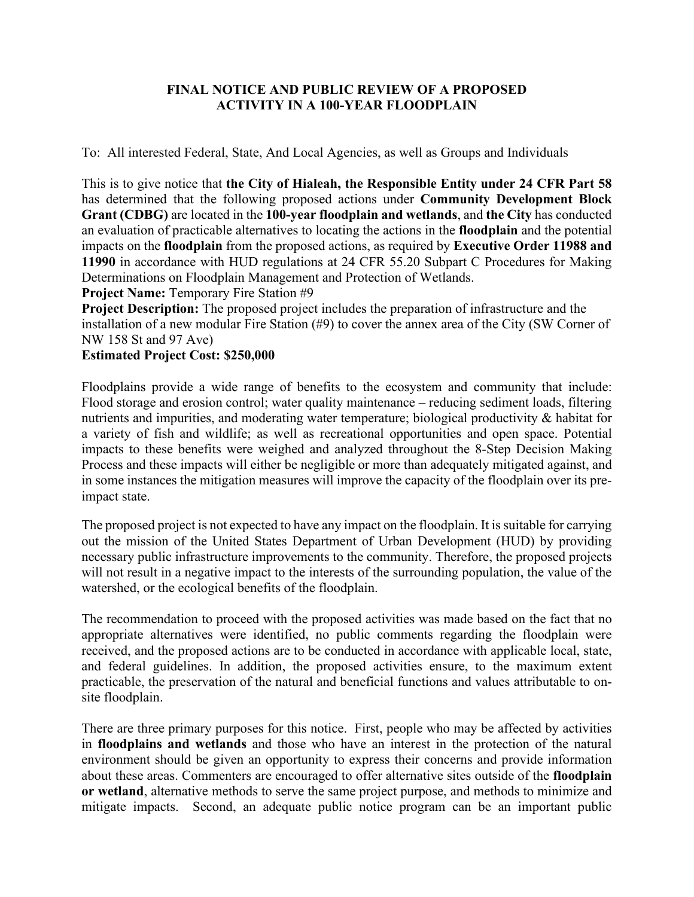# FINAL NOTICE AND PUBLIC REVIEW OF A PROPOSED ACTIVITY IN A 100-YEAR FLOODPLAIN

To: All interested Federal, State, And Local Agencies, as well as Groups and Individuals

This is to give notice that **the City of Hialeah, the Responsible Entity under 24 CFR Part 58** has determined that the following proposed actions under **Community Development Block Grant (CDBG)** are located in the **100-year floodplain and wetlands**, and **the City** has conducted an evaluation of practicable alternatives to locating the actions in the **floodplain** and the potential impacts on the **floodplain** from the proposed actions, as required by **Executive Order 11988 and 11990** in accordance with HUD regulations at 24 CFR 55.20 Subpart C Procedures for Making Determinations on Floodplain Management and Protection of Wetlands.

**Project Name:** Temporary Fire Station #9

**Project Description:** The proposed project includes the preparation of infrastructure and the installation of a new modular Fire Station (#9) to cover the annex area of the City (SW Corner of NW 158 St and 97 Ave)

**Estimated Project Cost: $250,000**

Floodplains provide a wide range of benefits to the ecosystem and community that include: Flood storage and erosion control; water quality maintenance – reducing sediment loads, filtering nutrients and impurities, and moderating water temperature; biological productivity & habitat for a variety of fish and wildlife; as well as recreational opportunities and open space. Potential impacts to these benefits were weighed and analyzed throughout the 8-Step Decision Making Process and these impacts will either be negligible or more than adequately mitigated against, and in some instances the mitigation measures will improve the capacity of the floodplain over its pre-impact state.

The proposed project is not expected to have any impact on the floodplain. It is suitable for carrying out the mission of the United States Department of Urban Development (HUD) by providing necessary public infrastructure improvements to the community. Therefore, the proposed projects will not result in a negative impact to the interests of the surrounding population, the value of the watershed, or the ecological benefits of the floodplain.

The recommendation to proceed with the proposed activities was made based on the fact that no appropriate alternatives were identified, no public comments regarding the floodplain were received, and the proposed actions are to be conducted in accordance with applicable local, state, and federal guidelines. In addition, the proposed activities ensure, to the maximum extent practicable, the preservation of the natural and beneficial functions and values attributable to on-site floodplain.

There are three primary purposes for this notice. First, people who may be affected by activities in **floodplains and wetlands** and those who have an interest in the protection of the natural environment should be given an opportunity to express their concerns and provide information about these areas. Commenters are encouraged to offer alternative sites outside of the **floodplain or wetland**, alternative methods to serve the same project purpose, and methods to minimize and mitigate impacts. Second, an adequate public notice program can be an important public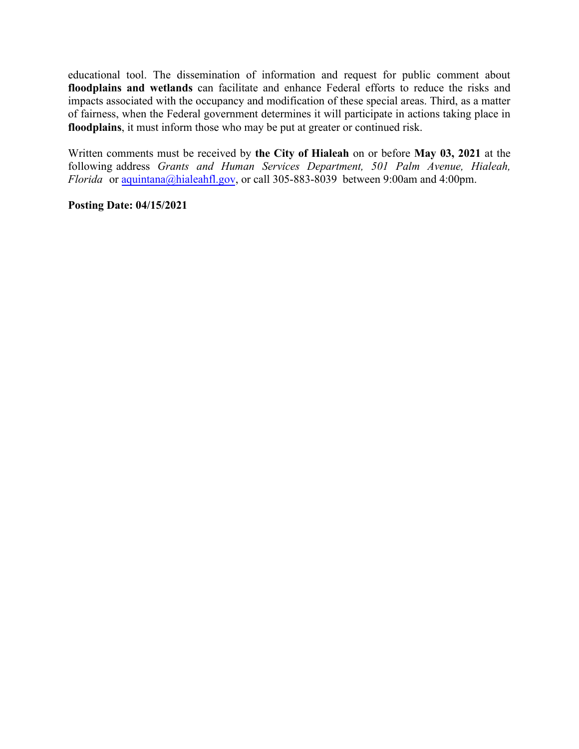educational tool. The dissemination of information and request for public comment about **floodplains and wetlands** can facilitate and enhance Federal efforts to reduce the risks and impacts associated with the occupancy and modification of these special areas. Third, as a matter of fairness, when the Federal government determines it will participate in actions taking place in **floodplains**, it must inform those who may be put at greater or continued risk.

Written comments must be received by **the City of Hialeah** on or before **May 03, 2021** at the following address *Grants and Human Services Department, 501 Palm Avenue, Hialeah, Florida* or aquintana@hialeahfl.gov, or call 305-883-8039 between 9:00am and 4:00pm.

**Posting Date: 04/15/2021**